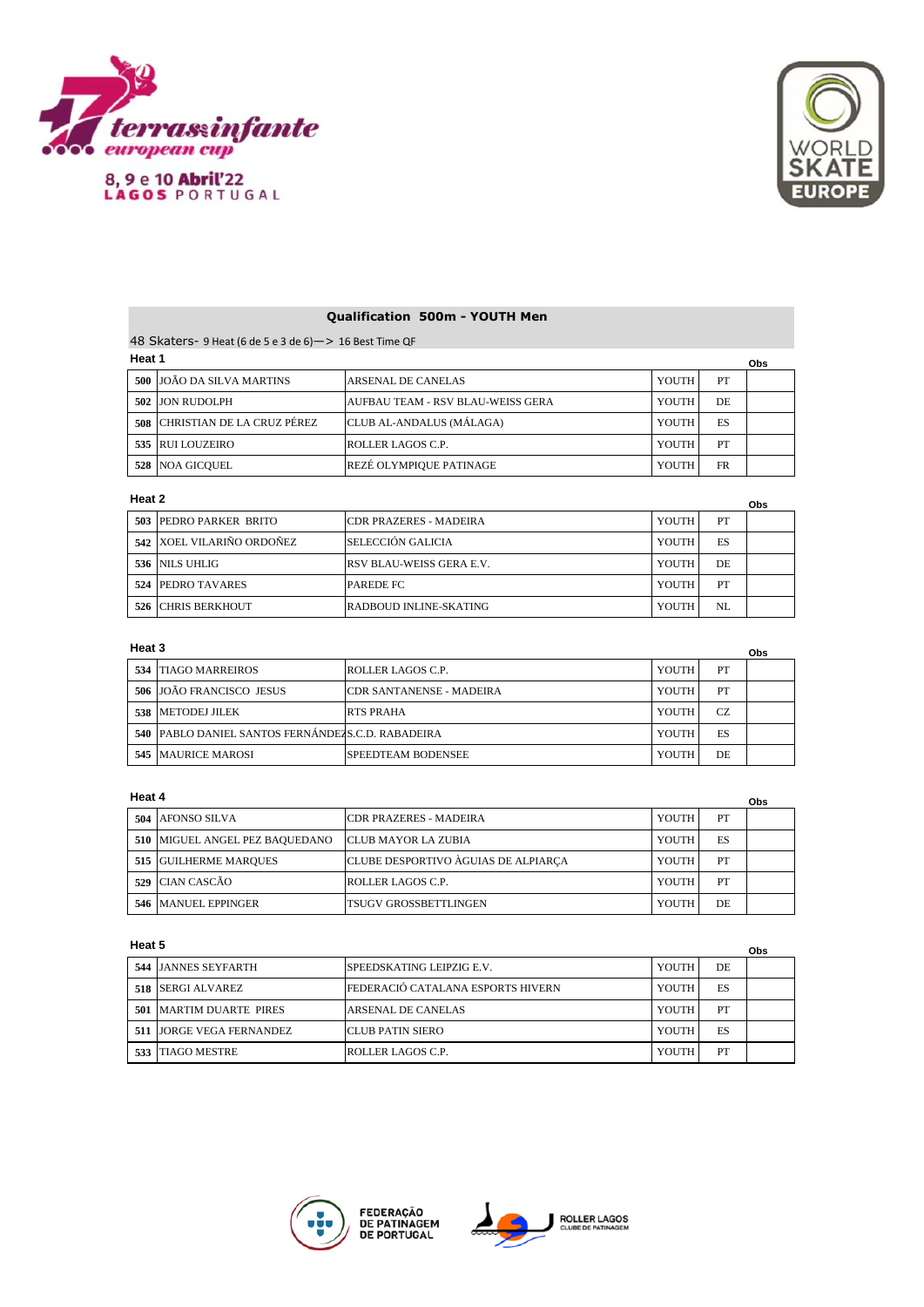terras infante european cup

8, 9 e 10 Abril'22
LAGOS PORTUGAL

WORLD SKATE EUROPE

## Qualification 500m - YOUTH Men

48 Skaters- 9 Heat (6 de 5 e 3 de 6)—> 16 Best Time QF

### Heat 1

| | | | | | Obs |
|---|---|---|---|---|---|
| 500 | JOÃO DA SILVA MARTINS | ARSENAL DE CANELAS | YOUTH | PT | |
| 502 | JON RUDOLPH | AUFBAU TEAM - RSV BLAU-WEISS GERA | YOUTH | DE | |
| 508 | CHRISTIAN DE LA CRUZ PÉREZ | CLUB AL-ANDALUS (MÁLAGA) | YOUTH | ES | |
| 535 | RUI LOUZEIRO | ROLLER LAGOS C.P. | YOUTH | PT | |
| 528 | NOA GICQUEL | REZÉ OLYMPIQUE PATINAGE | YOUTH | FR | |

### Heat 2

| | | | | | Obs |
|---|---|---|---|---|---|
| 503 | PEDRO PARKER BRITO | CDR PRAZERES - MADEIRA | YOUTH | PT | |
| 542 | XOEL VILARIÑO ORDOÑEZ | SELECCIÓN GALICIA | YOUTH | ES | |
| 536 | NILS UHLIG | RSV BLAU-WEISS GERA E.V. | YOUTH | DE | |
| 524 | PEDRO TAVARES | PAREDE FC | YOUTH | PT | |
| 526 | CHRIS BERKHOUT | RADBOUD INLINE-SKATING | YOUTH | NL | |

### Heat 3

| | | | | | Obs |
|---|---|---|---|---|---|
| 534 | TIAGO MARREIROS | ROLLER LAGOS C.P. | YOUTH | PT | |
| 506 | JOÃO FRANCISCO JESUS | CDR SANTANENSE - MADEIRA | YOUTH | PT | |
| 538 | METODEJ JILEK | RTS PRAHA | YOUTH | CZ | |
| 540 | PABLO DANIEL SANTOS FERNÁNDEZ | S.C.D. RABADEIRA | YOUTH | ES | |
| 545 | MAURICE MAROSI | SPEEDTEAM BODENSEE | YOUTH | DE | |

### Heat 4

| | | | | | Obs |
|---|---|---|---|---|---|
| 504 | AFONSO SILVA | CDR PRAZERES - MADEIRA | YOUTH | PT | |
| 510 | MIGUEL ANGEL PEZ BAQUEDANO | CLUB MAYOR LA ZUBIA | YOUTH | ES | |
| 515 | GUILHERME MARQUES | CLUBE DESPORTIVO ÀGUIAS DE ALPIARÇA | YOUTH | PT | |
| 529 | CIAN CASCÃO | ROLLER LAGOS C.P. | YOUTH | PT | |
| 546 | MANUEL EPPINGER | TSUGV GROSSBETTLINGEN | YOUTH | DE | |

### Heat 5

| | | | | | Obs |
|---|---|---|---|---|---|
| 544 | JANNES SEYFARTH | SPEEDSKATING LEIPZIG E.V. | YOUTH | DE | |
| 518 | SERGI ALVAREZ | FEDERACIÓ CATALANA ESPORTS HIVERN | YOUTH | ES | |
| 501 | MARTIM DUARTE PIRES | ARSENAL DE CANELAS | YOUTH | PT | |
| 511 | JORGE VEGA FERNANDEZ | CLUB PATIN SIERO | YOUTH | ES | |
| 533 | TIAGO MESTRE | ROLLER LAGOS C.P. | YOUTH | PT | |

FEDERAÇÃO DE PATINAGEM DE PORTUGAL

ROLLER LAGOS CLUBE DE PATINAGEM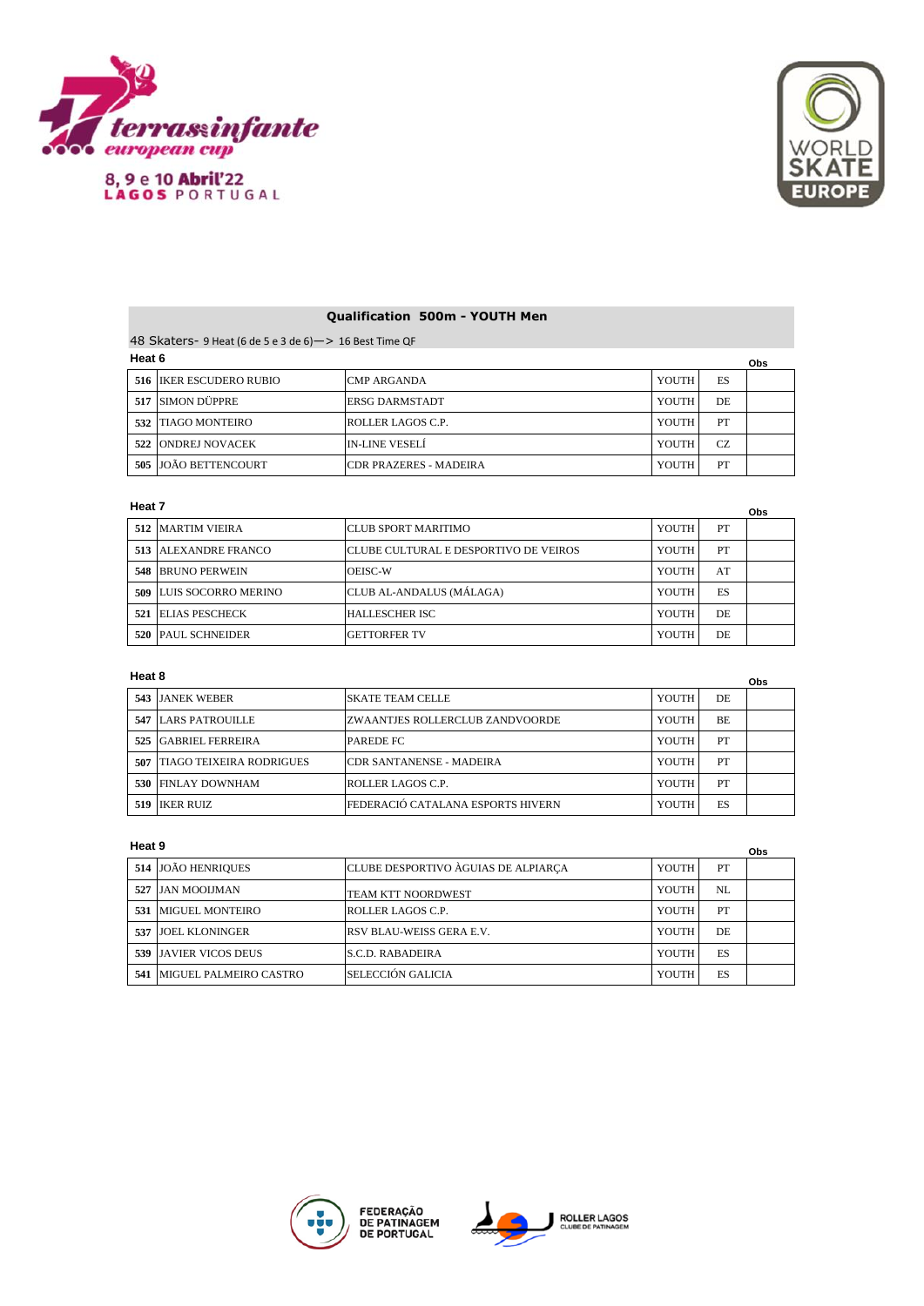8, 9 e 10 Abril'22
LAGOS PORTUGAL

## Qualification 500m - YOUTH Men

48 Skaters- 9 Heat (6 de 5 e 3 de 6)—> 16 Best Time QF

### Heat 6

| | | | | | Obs |
|---|---|---|---|---|---|
| 516 | IKER ESCUDERO RUBIO | CMP ARGANDA | YOUTH | ES | |
| 517 | SIMON DÜPPRE | ERSG DARMSTADT | YOUTH | DE | |
| 532 | TIAGO MONTEIRO | ROLLER LAGOS C.P. | YOUTH | PT | |
| 522 | ONDREJ NOVACEK | IN-LINE VESELÍ | YOUTH | CZ | |
| 505 | JOÃO BETTENCOURT | CDR PRAZERES - MADEIRA | YOUTH | PT | |

### Heat 7

| | | | | | Obs |
|---|---|---|---|---|---|
| 512 | MARTIM VIEIRA | CLUB SPORT MARITIMO | YOUTH | PT | |
| 513 | ALEXANDRE FRANCO | CLUBE CULTURAL E DESPORTIVO DE VEIROS | YOUTH | PT | |
| 548 | BRUNO PERWEIN | OEISC-W | YOUTH | AT | |
| 509 | LUIS SOCORRO MERINO | CLUB AL-ANDALUS (MÁLAGA) | YOUTH | ES | |
| 521 | ELIAS PESCHECK | HALLESCHER ISC | YOUTH | DE | |
| 520 | PAUL SCHNEIDER | GETTORFER TV | YOUTH | DE | |

### Heat 8

| | | | | | Obs |
|---|---|---|---|---|---|
| 543 | JANEK WEBER | SKATE TEAM CELLE | YOUTH | DE | |
| 547 | LARS PATROUILLE | ZWAANTJES ROLLERCLUB ZANDVOORDE | YOUTH | BE | |
| 525 | GABRIEL FERREIRA | PAREDE FC | YOUTH | PT | |
| 507 | TIAGO TEIXEIRA RODRIGUES | CDR SANTANENSE - MADEIRA | YOUTH | PT | |
| 530 | FINLAY DOWNHAM | ROLLER LAGOS C.P. | YOUTH | PT | |
| 519 | IKER RUIZ | FEDERACIÓ CATALANA ESPORTS HIVERN | YOUTH | ES | |

### Heat 9

| | | | | | Obs |
|---|---|---|---|---|---|
| 514 | JOÃO HENRIQUES | CLUBE DESPORTIVO ÀGUIAS DE ALPIARÇA | YOUTH | PT | |
| 527 | JAN MOOIJMAN | TEAM KTT NOORDWEST | YOUTH | NL | |
| 531 | MIGUEL MONTEIRO | ROLLER LAGOS C.P. | YOUTH | PT | |
| 537 | JOEL KLONINGER | RSV BLAU-WEISS GERA E.V. | YOUTH | DE | |
| 539 | JAVIER VICOS DEUS | S.C.D. RABADEIRA | YOUTH | ES | |
| 541 | MIGUEL PALMEIRO CASTRO | SELECCIÓN GALICIA | YOUTH | ES | |